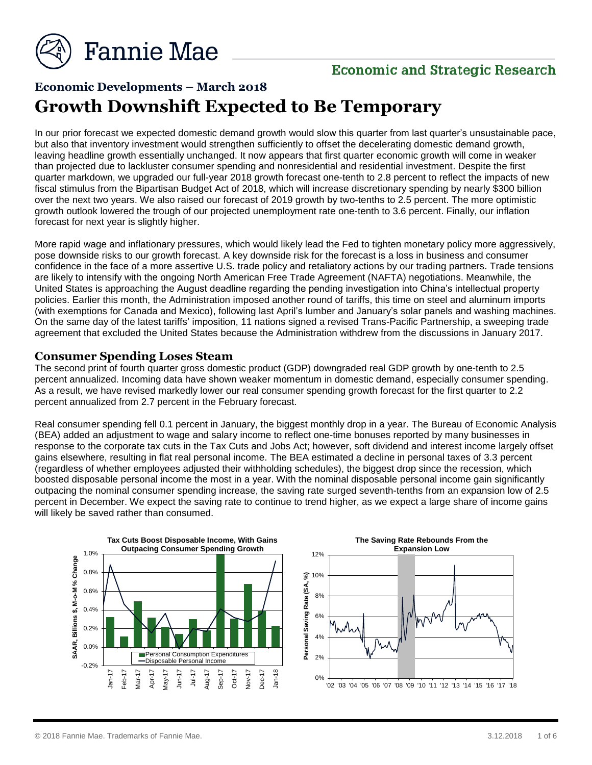# Economic Developments – March 2018

## Growth Downshift Expected to Be Temporary

In our prior forecast we expected domestic demand growth would slow this quarter from last quarter's unsustainable pace, but also that inventory investment would strengthen sufficiently to offset the decelerating domestic demand growth, leaving headline growth essentially unchanged. It now appears that first quarter economic growth will come in weaker than projected due to lackluster consumer spending and nonresidential and residential investment. Despite the first quarter markdown, we upgraded our full-year 2018 growth forecast one-tenth to 2.8 percent to reflect the impacts of new fiscal stimulus from the Bipartisan Budget Act of 2018, which will increase discretionary spending by nearly $300 billion over the next two years. We also raised our forecast of 2019 growth by two-tenths to 2.5 percent. The more optimistic growth outlook lowered the trough of our projected unemployment rate one-tenth to 3.6 percent. Finally, our inflation forecast for next year is slightly higher.

More rapid wage and inflationary pressures, which would likely lead the Fed to tighten monetary policy more aggressively, pose downside risks to our growth forecast. A key downside risk for the forecast is a loss in business and consumer confidence in the face of a more assertive U.S. trade policy and retaliatory actions by our trading partners. Trade tensions are likely to intensify with the ongoing North American Free Trade Agreement (NAFTA) negotiations. Meanwhile, the United States is approaching the August deadline regarding the pending investigation into China's intellectual property policies. Earlier this month, the Administration imposed another round of tariffs, this time on steel and aluminum imports (with exemptions for Canada and Mexico), following last April's lumber and January's solar panels and washing machines. On the same day of the latest tariffs' imposition, 11 nations signed a revised Trans-Pacific Partnership, a sweeping trade agreement that excluded the United States because the Administration withdrew from the discussions in January 2017.

### Consumer Spending Loses Steam

The second print of fourth quarter gross domestic product (GDP) downgraded real GDP growth by one-tenth to 2.5 percent annualized. Incoming data have shown weaker momentum in domestic demand, especially consumer spending. As a result, we have revised markedly lower our real consumer spending growth forecast for the first quarter to 2.2 percent annualized from 2.7 percent in the February forecast.

Real consumer spending fell 0.1 percent in January, the biggest monthly drop in a year. The Bureau of Economic Analysis (BEA) added an adjustment to wage and salary income to reflect one-time bonuses reported by many businesses in response to the corporate tax cuts in the Tax Cuts and Jobs Act; however, soft dividend and interest income largely offset gains elsewhere, resulting in flat real personal income. The BEA estimated a decline in personal taxes of 3.3 percent (regardless of whether employees adjusted their withholding schedules), the biggest drop since the recession, which boosted disposable personal income the most in a year. With the nominal disposable personal income gain significantly outpacing the nominal consumer spending increase, the saving rate surged seventh-tenths from an expansion low of 2.5 percent in December. We expect the saving rate to continue to trend higher, as we expect a large share of income gains will likely be saved rather than consumed.

**Tax Cuts Boost Disposable Income, With Gains Outpacing Consumer Spending Growth**

**The Saving Rate Rebounds From the Expansion Low**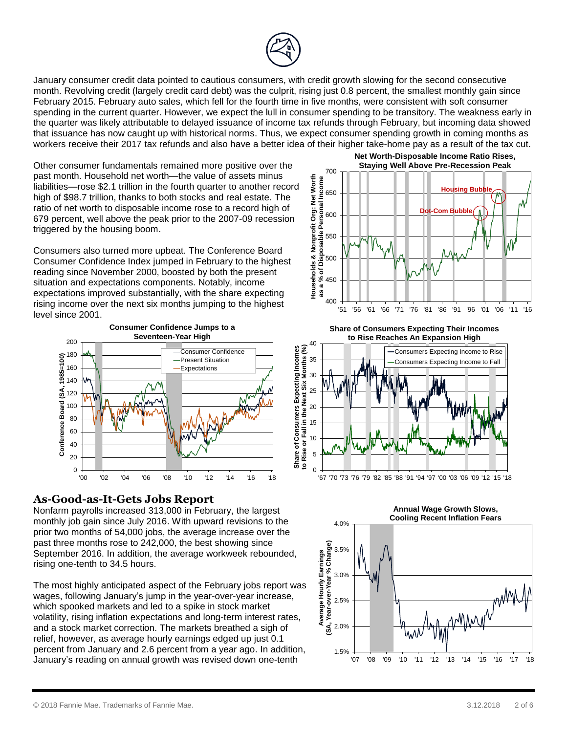January consumer credit data pointed to cautious consumers, with credit growth slowing for the second consecutive month. Revolving credit (largely credit card debt) was the culprit, rising just 0.8 percent, the smallest monthly gain since February 2015. February auto sales, which fell for the fourth time in five months, were consistent with soft consumer spending in the current quarter. However, we expect the lull in consumer spending to be transitory. The weakness early in the quarter was likely attributable to delayed issuance of income tax refunds through February, but incoming data showed that issuance has now caught up with historical norms. Thus, we expect consumer spending growth in coming months as workers receive their 2017 tax refunds and also have a better idea of their higher take-home pay as a result of the tax cut.

Other consumer fundamentals remained more positive over the past month. Household net worth—the value of assets minus liabilities—rose $2.1 trillion in the fourth quarter to another record high of $98.7 trillion, thanks to both stocks and real estate. The ratio of net worth to disposable income rose to a record high of 679 percent, well above the peak prior to the 2007-09 recession triggered by the housing boom.

**Net Worth-Disposable Income Ratio Rises, Staying Well Above Pre-Recession Peak**

Consumers also turned more upbeat. The Conference Board Consumer Confidence Index jumped in February to the highest reading since November 2000, boosted by both the present situation and expectations components. Notably, income expectations improved substantially, with the share expecting rising income over the next six months jumping to the highest level since 2001.

**Consumer Confidence Jumps to a Seventeen-Year High**

**Share of Consumers Expecting Their Incomes to Rise Reaches An Expansion High**

## As-Good-as-It-Gets Jobs Report

Nonfarm payrolls increased 313,000 in February, the largest monthly job gain since July 2016. With upward revisions to the prior two months of 54,000 jobs, the average increase over the past three months rose to 242,000, the best showing since September 2016. In addition, the average workweek rebounded, rising one-tenth to 34.5 hours.

The most highly anticipated aspect of the February jobs report was wages, following January's jump in the year-over-year increase, which spooked markets and led to a spike in stock market volatility, rising inflation expectations and long-term interest rates, and a stock market correction. The markets breathed a sigh of relief, however, as average hourly earnings edged up just 0.1 percent from January and 2.6 percent from a year ago. In addition, January's reading on annual growth was revised down one-tenth

**Annual Wage Growth Slows, Cooling Recent Inflation Fears**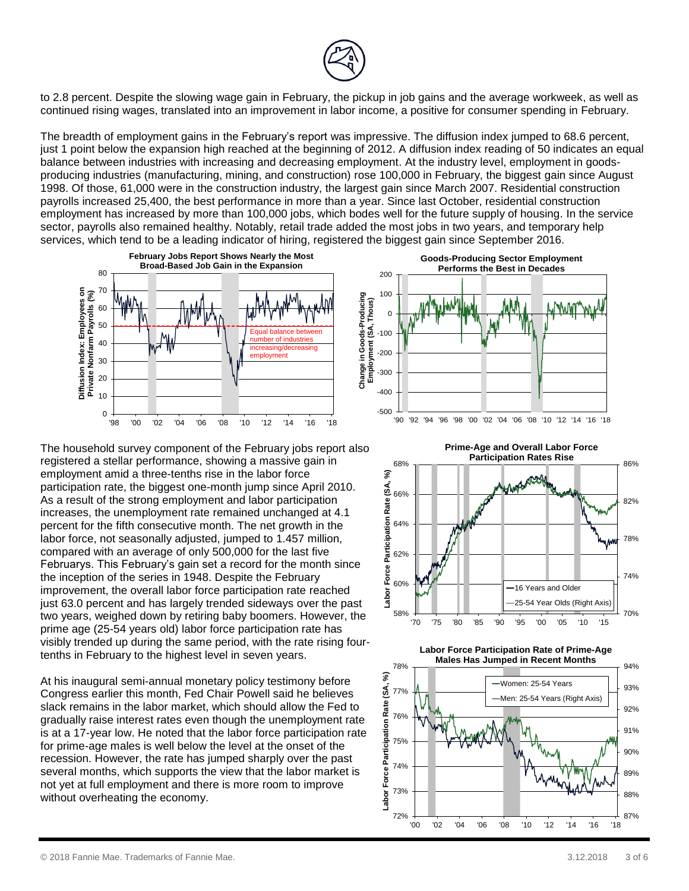to 2.8 percent. Despite the slowing wage gain in February, the pickup in job gains and the average workweek, as well as continued rising wages, translated into an improvement in labor income, a positive for consumer spending in February.

The breadth of employment gains in the February's report was impressive. The diffusion index jumped to 68.6 percent, just 1 point below the expansion high reached at the beginning of 2012. A diffusion index reading of 50 indicates an equal balance between industries with increasing and decreasing employment. At the industry level, employment in goods-producing industries (manufacturing, mining, and construction) rose 100,000 in February, the biggest gain since August 1998. Of those, 61,000 were in the construction industry, the largest gain since March 2007. Residential construction payrolls increased 25,400, the best performance in more than a year. Since last October, residential construction employment has increased by more than 100,000 jobs, which bodes well for the future supply of housing. In the service sector, payrolls also remained healthy. Notably, retail trade added the most jobs in two years, and temporary help services, which tend to be a leading indicator of hiring, registered the biggest gain since September 2016.

**February Jobs Report Shows Nearly the Most Broad-Based Job Gain in the Expansion**

**Goods-Producing Sector Employment Performs the Best in Decades**

The household survey component of the February jobs report also registered a stellar performance, showing a massive gain in employment amid a three-tenths rise in the labor force participation rate, the biggest one-month jump since April 2010. As a result of the strong employment and labor participation increases, the unemployment rate remained unchanged at 4.1 percent for the fifth consecutive month. The net growth in the labor force, not seasonally adjusted, jumped to 1.457 million, compared with an average of only 500,000 for the last five Februarys. This February's gain set a record for the month since the inception of the series in 1948. Despite the February improvement, the overall labor force participation rate reached just 63.0 percent and has largely trended sideways over the past two years, weighed down by retiring baby boomers. However, the prime age (25-54 years old) labor force participation rate has visibly trended up during the same period, with the rate rising four-tenths in February to the highest level in seven years.

At his inaugural semi-annual monetary policy testimony before Congress earlier this month, Fed Chair Powell said he believes slack remains in the labor market, which should allow the Fed to gradually raise interest rates even though the unemployment rate is at a 17-year low. He noted that the labor force participation rate for prime-age males is well below the level at the onset of the recession. However, the rate has jumped sharply over the past several months, which supports the view that the labor market is not yet at full employment and there is more room to improve without overheating the economy.

**Prime-Age and Overall Labor Force Participation Rates Rise**

**Labor Force Participation Rate of Prime-Age Males Has Jumped in Recent Months**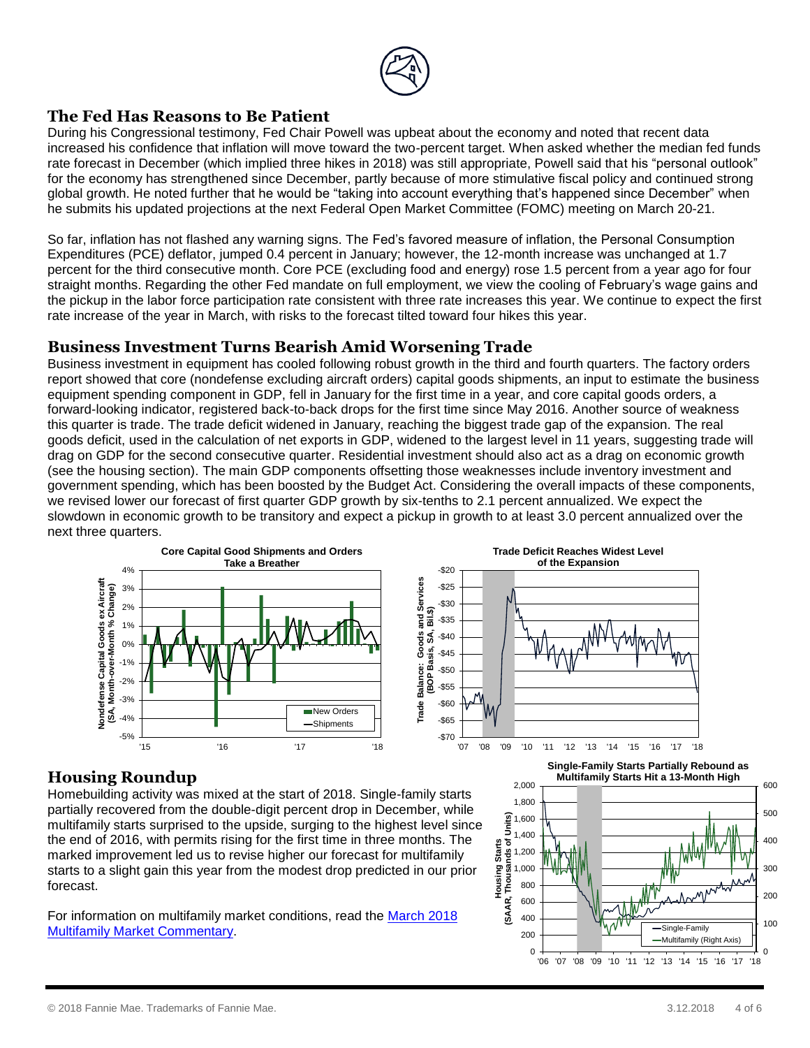## The Fed Has Reasons to Be Patient

During his Congressional testimony, Fed Chair Powell was upbeat about the economy and noted that recent data increased his confidence that inflation will move toward the two-percent target. When asked whether the median fed funds rate forecast in December (which implied three hikes in 2018) was still appropriate, Powell said that his "personal outlook" for the economy has strengthened since December, partly because of more stimulative fiscal policy and continued strong global growth. He noted further that he would be "taking into account everything that's happened since December" when he submits his updated projections at the next Federal Open Market Committee (FOMC) meeting on March 20-21.

So far, inflation has not flashed any warning signs. The Fed's favored measure of inflation, the Personal Consumption Expenditures (PCE) deflator, jumped 0.4 percent in January; however, the 12-month increase was unchanged at 1.7 percent for the third consecutive month. Core PCE (excluding food and energy) rose 1.5 percent from a year ago for four straight months. Regarding the other Fed mandate on full employment, we view the cooling of February's wage gains and the pickup in the labor force participation rate consistent with three rate increases this year. We continue to expect the first rate increase of the year in March, with risks to the forecast tilted toward four hikes this year.

## Business Investment Turns Bearish Amid Worsening Trade

Business investment in equipment has cooled following robust growth in the third and fourth quarters. The factory orders report showed that core (nondefense excluding aircraft orders) capital goods shipments, an input to estimate the business equipment spending component in GDP, fell in January for the first time in a year, and core capital goods orders, a forward-looking indicator, registered back-to-back drops for the first time since May 2016. Another source of weakness this quarter is trade. The trade deficit widened in January, reaching the biggest trade gap of the expansion. The real goods deficit, used in the calculation of net exports in GDP, widened to the largest level in 11 years, suggesting trade will drag on GDP for the second consecutive quarter. Residential investment should also act as a drag on economic growth (see the housing section). The main GDP components offsetting those weaknesses include inventory investment and government spending, which has been boosted by the Budget Act. Considering the overall impacts of these components, we revised lower our forecast of first quarter GDP growth by six-tenths to 2.1 percent annualized. We expect the slowdown in economic growth to be transitory and expect a pickup in growth to at least 3.0 percent annualized over the next three quarters.

**Core Capital Good Shipments and Orders Take a Breather**

**Trade Deficit Reaches Widest Level of the Expansion**

## Housing Roundup

Homebuilding activity was mixed at the start of 2018. Single-family starts partially recovered from the double-digit percent drop in December, while multifamily starts surprised to the upside, surging to the highest level since the end of 2016, with permits rising for the first time in three months. The marked improvement led us to revise higher our forecast for multifamily starts to a slight gain this year from the modest drop predicted in our prior forecast.

For information on multifamily market conditions, read the [March 2018 Multifamily Market Commentary](#).

**Single-Family Starts Partially Rebound as Multifamily Starts Hit a 13-Month High**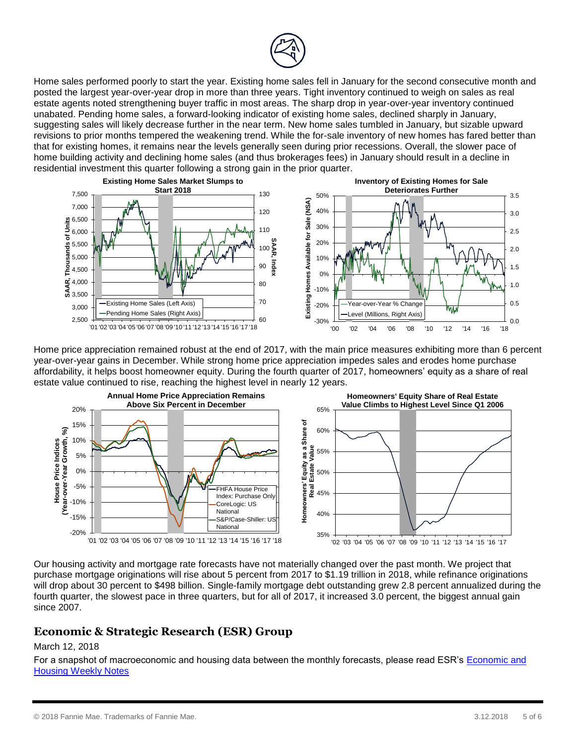Home sales performed poorly to start the year. Existing home sales fell in January for the second consecutive month and posted the largest year-over-year drop in more than three years. Tight inventory continued to weigh on sales as real estate agents noted strengthening buyer traffic in most areas. The sharp drop in year-over-year inventory continued unabated. Pending home sales, a forward-looking indicator of existing home sales, declined sharply in January, suggesting sales will likely decrease further in the near term. New home sales tumbled in January, but sizable upward revisions to prior months tempered the weakening trend. While the for-sale inventory of new homes has fared better than that for existing homes, it remains near the levels generally seen during prior recessions. Overall, the slower pace of home building activity and declining home sales (and thus brokerages fees) in January should result in a decline in residential investment this quarter following a strong gain in the prior quarter.

**Existing Home Sales Market Slumps to Start 2018**

**Inventory of Existing Homes for Sale Deteriorates Further**

Home price appreciation remained robust at the end of 2017, with the main price measures exhibiting more than 6 percent year-over-year gains in December. While strong home price appreciation impedes sales and erodes home purchase affordability, it helps boost homeowner equity. During the fourth quarter of 2017, homeowners' equity as a share of real estate value continued to rise, reaching the highest level in nearly 12 years.

**Annual Home Price Appreciation Remains Above Six Percent in December**

**Homeowners' Equity Share of Real Estate Value Climbs to Highest Level Since Q1 2006**

Our housing activity and mortgage rate forecasts have not materially changed over the past month. We project that purchase mortgage originations will rise about 5 percent from 2017 to $1.19 trillion in 2018, while refinance originations will drop about 30 percent to $498 billion. Single-family mortgage debt outstanding grew 2.8 percent annualized during the fourth quarter, the slowest pace in three quarters, but for all of 2017, it increased 3.0 percent, the biggest annual gain since 2007.

## Economic & Strategic Research (ESR) Group

March 12, 2018

For a snapshot of macroeconomic and housing data between the monthly forecasts, please read ESR's [Economic and Housing Weekly Notes]

© 2018 Fannie Mae. Trademarks of Fannie Mae.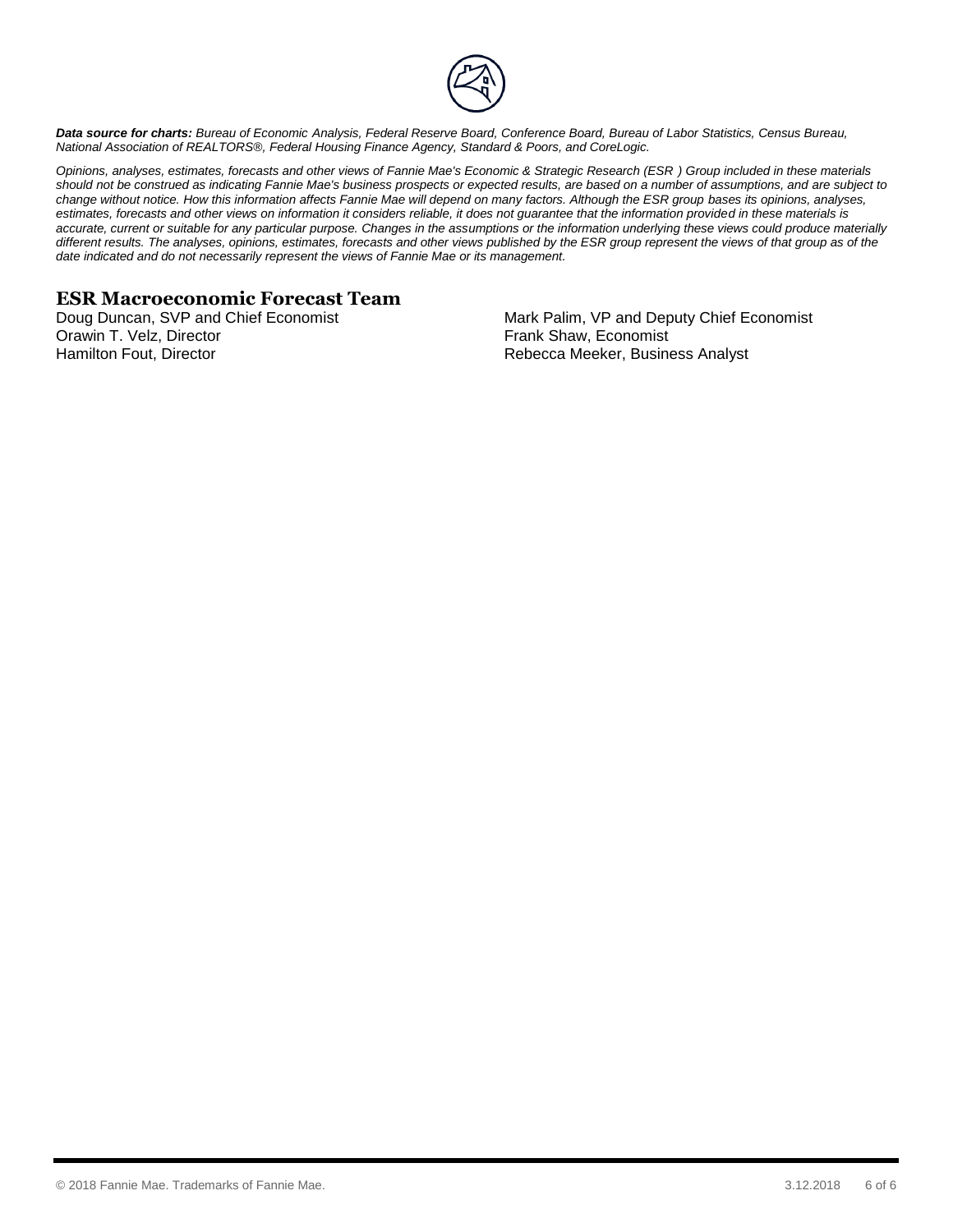***Data source for charts:*** *Bureau of Economic Analysis, Federal Reserve Board, Conference Board, Bureau of Labor Statistics, Census Bureau, National Association of REALTORS®, Federal Housing Finance Agency, Standard & Poors, and CoreLogic.*

*Opinions, analyses, estimates, forecasts and other views of Fannie Mae's Economic & Strategic Research (ESR ) Group included in these materials should not be construed as indicating Fannie Mae's business prospects or expected results, are based on a number of assumptions, and are subject to change without notice. How this information affects Fannie Mae will depend on many factors. Although the ESR group bases its opinions, analyses, estimates, forecasts and other views on information it considers reliable, it does not guarantee that the information provided in these materials is accurate, current or suitable for any particular purpose. Changes in the assumptions or the information underlying these views could produce materially different results. The analyses, opinions, estimates, forecasts and other views published by the ESR group represent the views of that group as of the date indicated and do not necessarily represent the views of Fannie Mae or its management.*

## ESR Macroeconomic Forecast Team

Doug Duncan, SVP and Chief Economist
Orawin T. Velz, Director
Hamilton Fout, Director
Mark Palim, VP and Deputy Chief Economist
Frank Shaw, Economist
Rebecca Meeker, Business Analyst